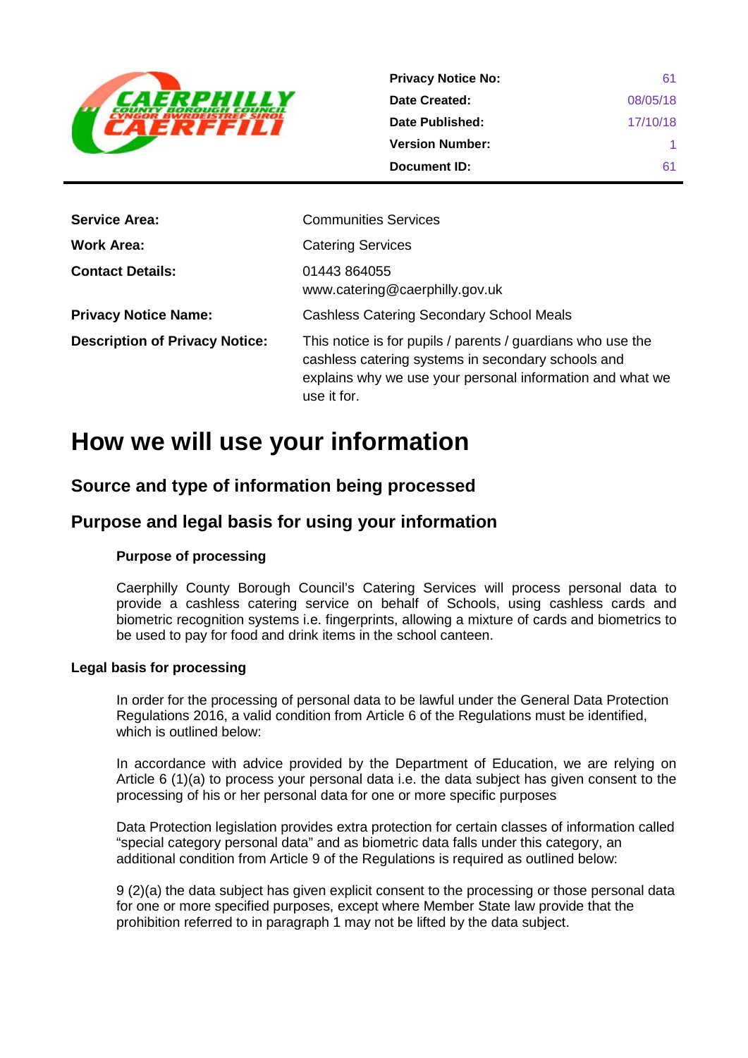| | |
|---|---|
| **Privacy Notice No:** | 61 |
| **Date Created:** | 08/05/18 |
| **Date Published:** | 17/10/18 |
| **Version Number:** | 1 |
| **Document ID:** | 61 |

| | |
|---|---|
| **Service Area:** | Communities Services |
| **Work Area:** | Catering Services |
| **Contact Details:** | 01443 864055<br>www.catering@caerphilly.gov.uk |
| **Privacy Notice Name:** | Cashless Catering Secondary School Meals |
| **Description of Privacy Notice:** | This notice is for pupils / parents / guardians who use the cashless catering systems in secondary schools and explains why we use your personal information and what we use it for. |

# How we will use your information

## Source and type of information being processed

## Purpose and legal basis for using your information

### Purpose of processing

Caerphilly County Borough Council's Catering Services will process personal data to provide a cashless catering service on behalf of Schools, using cashless cards and biometric recognition systems i.e. fingerprints, allowing a mixture of cards and biometrics to be used to pay for food and drink items in the school canteen.

### Legal basis for processing

In order for the processing of personal data to be lawful under the General Data Protection Regulations 2016, a valid condition from Article 6 of the Regulations must be identified, which is outlined below:

In accordance with advice provided by the Department of Education, we are relying on Article 6 (1)(a) to process your personal data i.e. the data subject has given consent to the processing of his or her personal data for one or more specific purposes

Data Protection legislation provides extra protection for certain classes of information called "special category personal data" and as biometric data falls under this category, an additional condition from Article 9 of the Regulations is required as outlined below:

9 (2)(a) the data subject has given explicit consent to the processing or those personal data for one or more specified purposes, except where Member State law provide that the prohibition referred to in paragraph 1 may not be lifted by the data subject.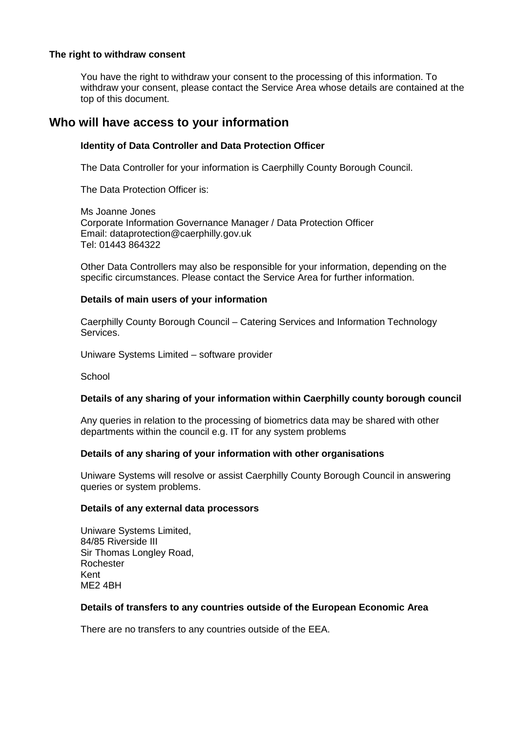**The right to withdraw consent**

You have the right to withdraw your consent to the processing of this information. To withdraw your consent, please contact the Service Area whose details are contained at the top of this document.

## Who will have access to your information

**Identity of Data Controller and Data Protection Officer**

The Data Controller for your information is Caerphilly County Borough Council.

The Data Protection Officer is:

Ms Joanne Jones
Corporate Information Governance Manager / Data Protection Officer
Email: dataprotection@caerphilly.gov.uk
Tel: 01443 864322

Other Data Controllers may also be responsible for your information, depending on the specific circumstances. Please contact the Service Area for further information.

**Details of main users of your information**

Caerphilly County Borough Council – Catering Services and Information Technology Services.

Uniware Systems Limited – software provider

School

**Details of any sharing of your information within Caerphilly county borough council**

Any queries in relation to the processing of biometrics data may be shared with other departments within the council e.g. IT for any system problems

**Details of any sharing of your information with other organisations**

Uniware Systems will resolve or assist Caerphilly County Borough Council in answering queries or system problems.

**Details of any external data processors**

Uniware Systems Limited,
84/85 Riverside III
Sir Thomas Longley Road,
Rochester
Kent
ME2 4BH

**Details of transfers to any countries outside of the European Economic Area**

There are no transfers to any countries outside of the EEA.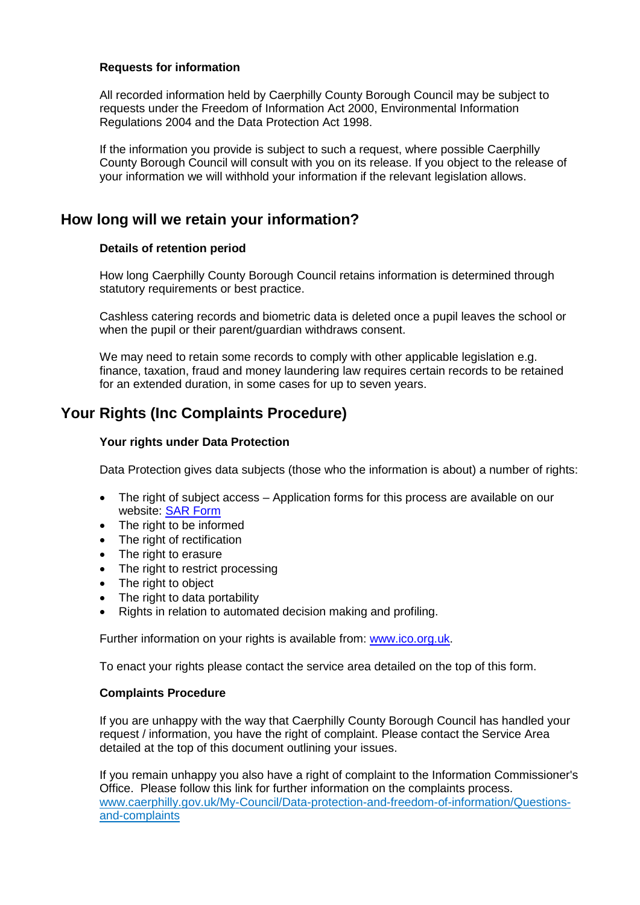### Requests for information

All recorded information held by Caerphilly County Borough Council may be subject to requests under the Freedom of Information Act 2000, Environmental Information Regulations 2004 and the Data Protection Act 1998.

If the information you provide is subject to such a request, where possible Caerphilly County Borough Council will consult with you on its release. If you object to the release of your information we will withhold your information if the relevant legislation allows.

## How long will we retain your information?

### Details of retention period

How long Caerphilly County Borough Council retains information is determined through statutory requirements or best practice.

Cashless catering records and biometric data is deleted once a pupil leaves the school or when the pupil or their parent/guardian withdraws consent.

We may need to retain some records to comply with other applicable legislation e.g. finance, taxation, fraud and money laundering law requires certain records to be retained for an extended duration, in some cases for up to seven years.

## Your Rights (Inc Complaints Procedure)

### Your rights under Data Protection

Data Protection gives data subjects (those who the information is about) a number of rights:

- The right of subject access – Application forms for this process are available on our website: [SAR Form]
- The right to be informed
- The right of rectification
- The right to erasure
- The right to restrict processing
- The right to object
- The right to data portability
- Rights in relation to automated decision making and profiling.

Further information on your rights is available from: [www.ico.org.uk](http://www.ico.org.uk).

To enact your rights please contact the service area detailed on the top of this form.

### Complaints Procedure

If you are unhappy with the way that Caerphilly County Borough Council has handled your request / information, you have the right of complaint. Please contact the Service Area detailed at the top of this document outlining your issues.

If you remain unhappy you also have a right of complaint to the Information Commissioner's Office. Please follow this link for further information on the complaints process. [www.caerphilly.gov.uk/My-Council/Data-protection-and-freedom-of-information/Questions-and-complaints](http://www.caerphilly.gov.uk/My-Council/Data-protection-and-freedom-of-information/Questions-and-complaints)